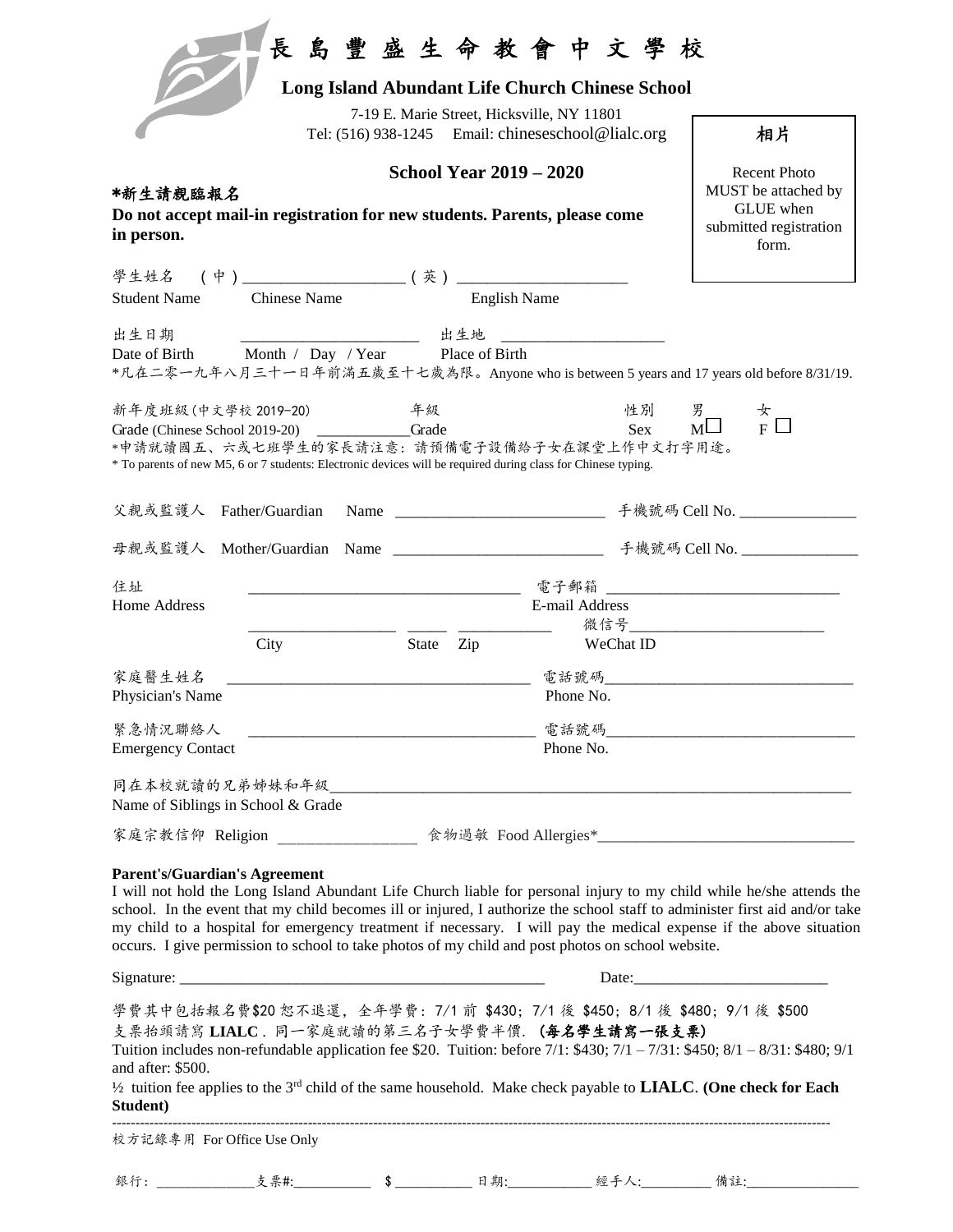# 長島豐盛生命教會中文學校

**Long Island Abundant Life Church Chinese School**

7-19 E. Marie Street, Hicksville, NY 11801
Tel: (516) 938-1245 Email: chineseschool@lialc.org

**School Year 2019 – 2020**

**相片**

Recent Photo MUST be attached by GLUE when submitted registration form.

**\*新生請親臨報名**

**Do not accept mail-in registration for new students. Parents, please come in person.**

學生姓名 (中) ____________________ (英) ____________________
Student Name Chinese Name English Name

出生日期 ______________________ 出生地 ____________________
Date of Birth Month / Day / Year Place of Birth

\*凡在二零一九年八月三十一日年前滿五歲至十七歲為限。Anyone who is between 5 years and 17 years old before 8/31/19.

新年度班級(中文學校 2019-20) 年級 性別 男 ☐ 女 ☐
Grade (Chinese School 2019-20) ____________Grade Sex M ☐ F ☐

\*申請就讀國五、六或七班學生的家長請注意：請預備電子設備給子女在課堂上作中文打字用途。
\* To parents of new M5, 6 or 7 students: Electronic devices will be required during class for Chinese typing.

父親或監護人 Father/Guardian Name __________________________ 手機號碼 Cell No. _______________

母親或監護人 Mother/Guardian Name __________________________ 手機號碼 Cell No. _______________

住址 ________________________________ 電子郵箱 ____________________________
Home Address E-mail Address
__________________ _____ ___________ 微信号________________________
City State Zip WeChat ID

家庭醫生姓名 ______________________________________ 電話號碼______________________________
Physician's Name Phone No.

緊急情況聯絡人 ____________________________________ 電話號碼______________________________
Emergency Contact Phone No.

同在本校就讀的兄弟姊妹和年級__________________________________________________________________
Name of Siblings in School & Grade

家庭宗教信仰 Religion _________________ 食物過敏 Food Allergies\*_______________________________

**Parent's/Guardian's Agreement**

I will not hold the Long Island Abundant Life Church liable for personal injury to my child while he/she attends the school. In the event that my child becomes ill or injured, I authorize the school staff to administer first aid and/or take my child to a hospital for emergency treatment if necessary. I will pay the medical expense if the above situation occurs. I give permission to school to take photos of my child and post photos on school website.

Signature: _______________________________________________ Date:________________________

學費其中包括報名費$20 恕不退還，全年學費：7/1 前 $430；7/1 後 $450；8/1 後 $480；9/1 後 $500
支票抬頭請寫 **LIALC**．同一家庭就讀的第三名子女學費半價．**(每名學生請寫一張支票)**

Tuition includes non-refundable application fee $20. Tuition: before 7/1: $430; 7/1 – 7/31: $450; 8/1 – 8/31: $480; 9/1 and after: $500.

½ tuition fee applies to the 3rd child of the same household. Make check payable to **LIALC**. **(One check for Each Student)**

---

校方記錄專用 For Office Use Only

銀行: _____________支票#:__________ $ __________ 日期:__________ 經手人:_________ 備註:_______________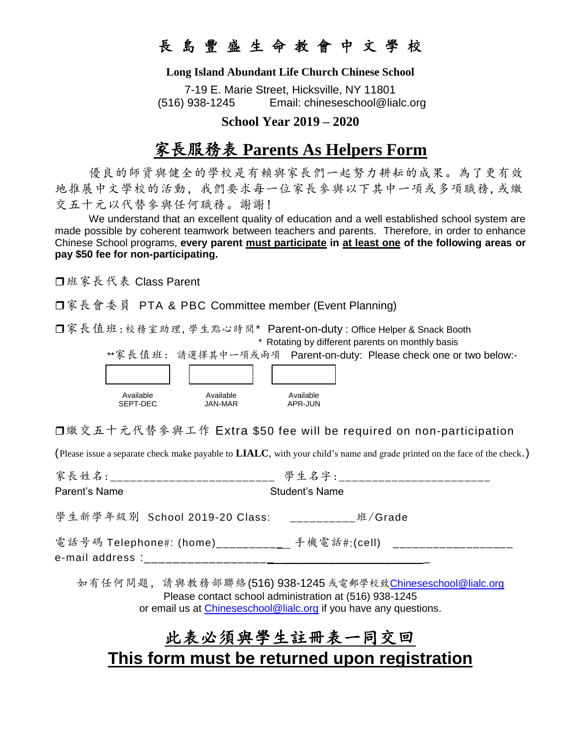# 長 島 豐 盛 生 命 教 會 中 文 學 校

**Long Island Abundant Life Church Chinese School**

7-19 E. Marie Street, Hicksville, NY 11801
(516) 938-1245 Email: chineseschool@lialc.org

**School Year 2019 – 2020**

## 家長服務表 Parents As Helpers Form

優良的師資與健全的學校是有賴與家長們一起努力耕耘的成果。為了更有效地推展中文學校的活動，我們要求每一位家長參與以下其中一項或多項職務，或繳交五十元以代替參與任何職務。謝謝！

We understand that an excellent quality of education and a well established school system are made possible by coherent teamwork between teachers and parents. Therefore, in order to enhance Chinese School programs, **every parent <u>must participate</u> in <u>at least one</u> of the following areas or pay $50 fee for non-participating.**

❒ 班家長代表 Class Parent

❒ 家長會委員 PTA & PBC Committee member (Event Planning)

❒ 家長值班：校務室助理，學生點心時間* Parent-on-duty : Office Helper & Snack Booth
\* Rotating by different parents on monthly basis

\*\*家長值班：請選擇其中一項或兩項 Parent-on-duty: Please check one or two below:-

| | | |
|---|---|---|
| ☐ Available SEPT-DEC | ☐ Available JAN-MAR | ☐ Available APR-JUN |

❒ 繳交五十元代替參與工作 Extra $50 fee will be required on non-participation

(Please issue a separate check make payable to **LIALC**, with your child's name and grade printed on the face of the check.)

家長姓名：________________________ 學生名字：______________________
Parent's Name Student's Name

學生新學年級別 School 2019-20 Class: __________班/Grade

電話号碼 Telephone#: (home)__________ 手機電話#:(cell) __________________
e-mail address :__________________________________________

如有任何問題，請與教務部聯絡 (516) 938-1245 或電郵學校致 Chineseschool@lialc.org
Please contact school administration at (516) 938-1245
or email us at Chineseschool@lialc.org if you have any questions.

## 此表必須與學生註冊表一同交回
## This form must be returned upon registration